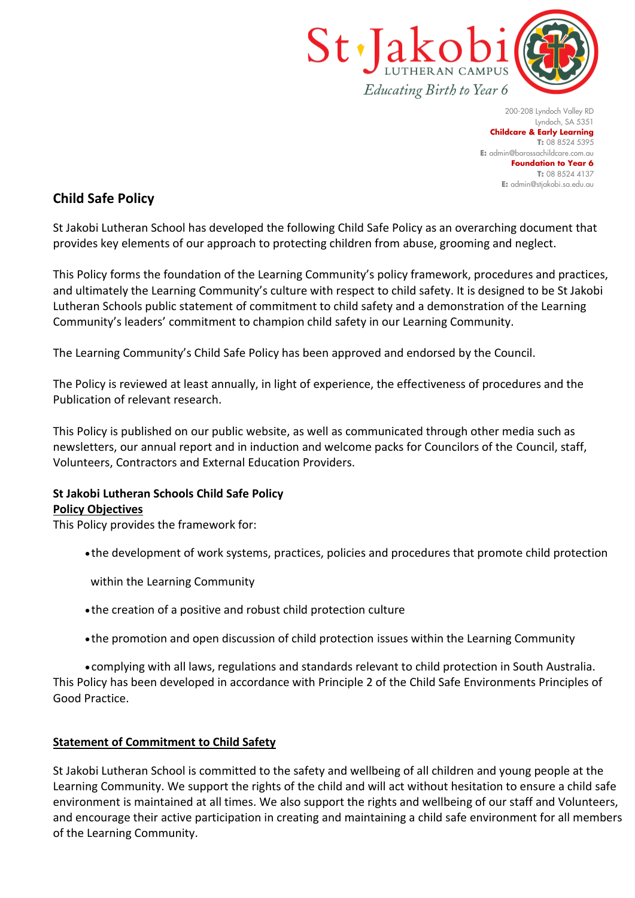St Jakobi
LUTHERAN CAMPUS
*Educating Birth to Year 6*

200-208 Lyndoch Valley RD
Lyndoch, SA 5351
**Childcare & Early Learning**
**T:** 08 8524 5395
**E:** admin@barossachildcare.com.au
**Foundation to Year 6**
**T:** 08 8524 4137
**E:** admin@stjakobi.sa.edu.au

# Child Safe Policy

St Jakobi Lutheran School has developed the following Child Safe Policy as an overarching document that provides key elements of our approach to protecting children from abuse, grooming and neglect.

This Policy forms the foundation of the Learning Community's policy framework, procedures and practices, and ultimately the Learning Community's culture with respect to child safety. It is designed to be St Jakobi Lutheran Schools public statement of commitment to child safety and a demonstration of the Learning Community's leaders' commitment to champion child safety in our Learning Community.

The Learning Community's Child Safe Policy has been approved and endorsed by the Council.

The Policy is reviewed at least annually, in light of experience, the effectiveness of procedures and the Publication of relevant research.

This Policy is published on our public website, as well as communicated through other media such as newsletters, our annual report and in induction and welcome packs for Councilors of the Council, staff, Volunteers, Contractors and External Education Providers.

**St Jakobi Lutheran Schools Child Safe Policy**
**<u>Policy Objectives</u>**
This Policy provides the framework for:

- the development of work systems, practices, policies and procedures that promote child protection within the Learning Community
- the creation of a positive and robust child protection culture
- the promotion and open discussion of child protection issues within the Learning Community
- complying with all laws, regulations and standards relevant to child protection in South Australia.

This Policy has been developed in accordance with Principle 2 of the Child Safe Environments Principles of Good Practice.

**<u>Statement of Commitment to Child Safety</u>**

St Jakobi Lutheran School is committed to the safety and wellbeing of all children and young people at the Learning Community. We support the rights of the child and will act without hesitation to ensure a child safe environment is maintained at all times. We also support the rights and wellbeing of our staff and Volunteers, and encourage their active participation in creating and maintaining a child safe environment for all members of the Learning Community.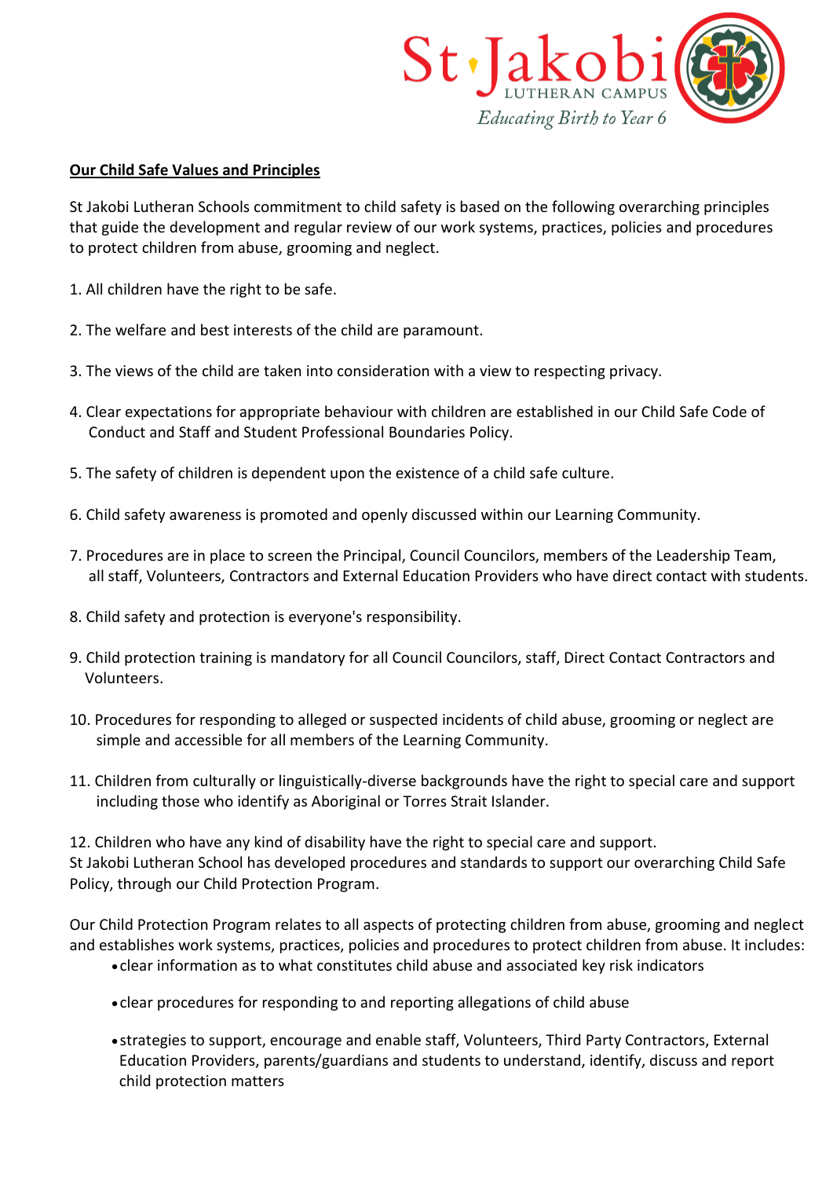**Our Child Safe Values and Principles**

St Jakobi Lutheran Schools commitment to child safety is based on the following overarching principles that guide the development and regular review of our work systems, practices, policies and procedures to protect children from abuse, grooming and neglect.

1. All children have the right to be safe.

2. The welfare and best interests of the child are paramount.

3. The views of the child are taken into consideration with a view to respecting privacy.

4. Clear expectations for appropriate behaviour with children are established in our Child Safe Code of Conduct and Staff and Student Professional Boundaries Policy.

5. The safety of children is dependent upon the existence of a child safe culture.

6. Child safety awareness is promoted and openly discussed within our Learning Community.

7. Procedures are in place to screen the Principal, Council Councilors, members of the Leadership Team, all staff, Volunteers, Contractors and External Education Providers who have direct contact with students.

8. Child safety and protection is everyone's responsibility.

9. Child protection training is mandatory for all Council Councilors, staff, Direct Contact Contractors and Volunteers.

10. Procedures for responding to alleged or suspected incidents of child abuse, grooming or neglect are simple and accessible for all members of the Learning Community.

11. Children from culturally or linguistically-diverse backgrounds have the right to special care and support including those who identify as Aboriginal or Torres Strait Islander.

12. Children who have any kind of disability have the right to special care and support.

St Jakobi Lutheran School has developed procedures and standards to support our overarching Child Safe Policy, through our Child Protection Program.

Our Child Protection Program relates to all aspects of protecting children from abuse, grooming and neglect and establishes work systems, practices, policies and procedures to protect children from abuse. It includes:

- clear information as to what constitutes child abuse and associated key risk indicators
- clear procedures for responding to and reporting allegations of child abuse
- strategies to support, encourage and enable staff, Volunteers, Third Party Contractors, External Education Providers, parents/guardians and students to understand, identify, discuss and report child protection matters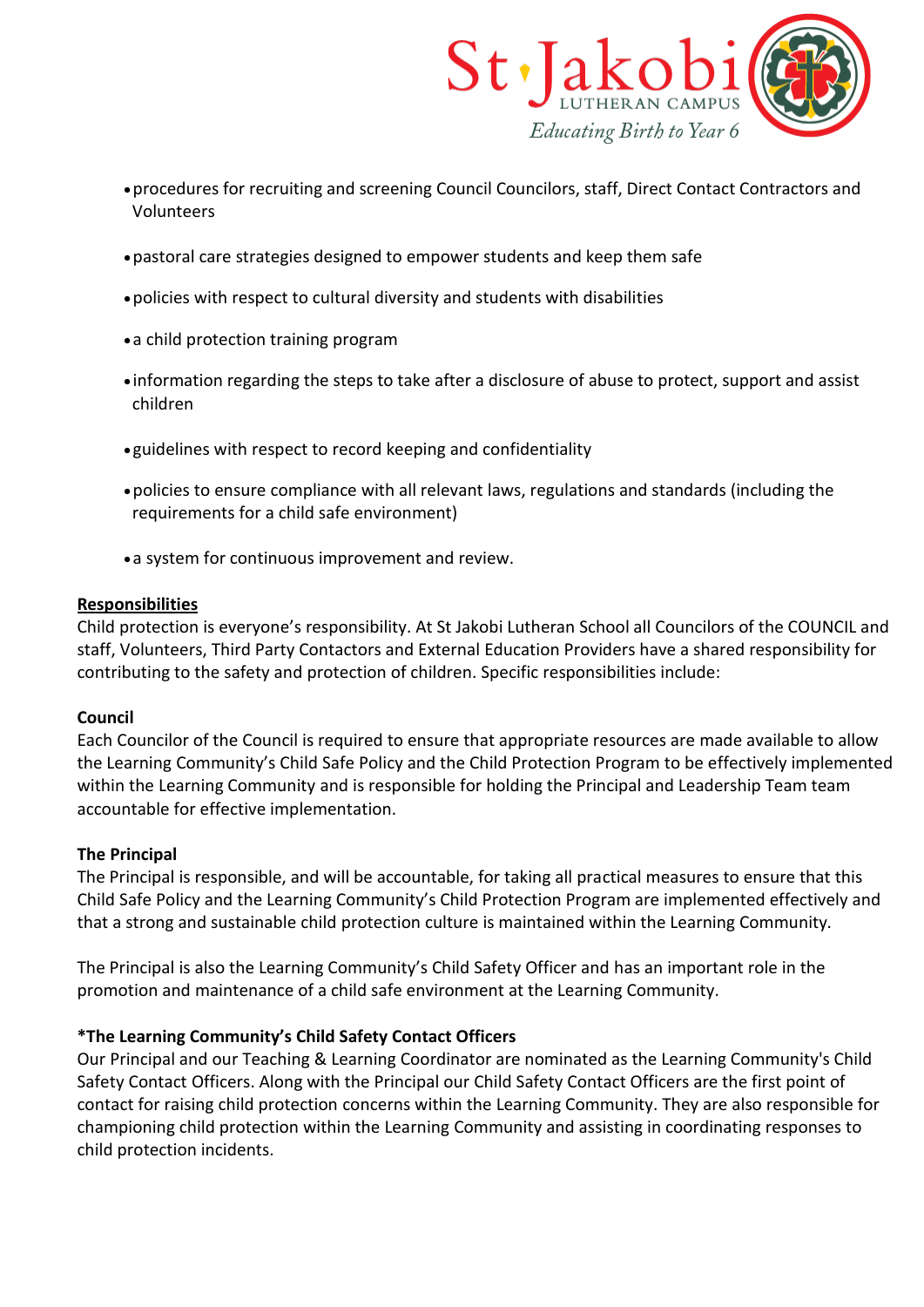- procedures for recruiting and screening Council Councilors, staff, Direct Contact Contractors and Volunteers
- pastoral care strategies designed to empower students and keep them safe
- policies with respect to cultural diversity and students with disabilities
- a child protection training program
- information regarding the steps to take after a disclosure of abuse to protect, support and assist children
- guidelines with respect to record keeping and confidentiality
- policies to ensure compliance with all relevant laws, regulations and standards (including the requirements for a child safe environment)
- a system for continuous improvement and review.

**Responsibilities**

Child protection is everyone's responsibility. At St Jakobi Lutheran School all Councilors of the COUNCIL and staff, Volunteers, Third Party Contactors and External Education Providers have a shared responsibility for contributing to the safety and protection of children. Specific responsibilities include:

**Council**

Each Councilor of the Council is required to ensure that appropriate resources are made available to allow the Learning Community's Child Safe Policy and the Child Protection Program to be effectively implemented within the Learning Community and is responsible for holding the Principal and Leadership Team team accountable for effective implementation.

**The Principal**

The Principal is responsible, and will be accountable, for taking all practical measures to ensure that this Child Safe Policy and the Learning Community's Child Protection Program are implemented effectively and that a strong and sustainable child protection culture is maintained within the Learning Community.

The Principal is also the Learning Community's Child Safety Officer and has an important role in the promotion and maintenance of a child safe environment at the Learning Community.

**\*The Learning Community's Child Safety Contact Officers**

Our Principal and our Teaching & Learning Coordinator are nominated as the Learning Community's Child Safety Contact Officers. Along with the Principal our Child Safety Contact Officers are the first point of contact for raising child protection concerns within the Learning Community. They are also responsible for championing child protection within the Learning Community and assisting in coordinating responses to child protection incidents.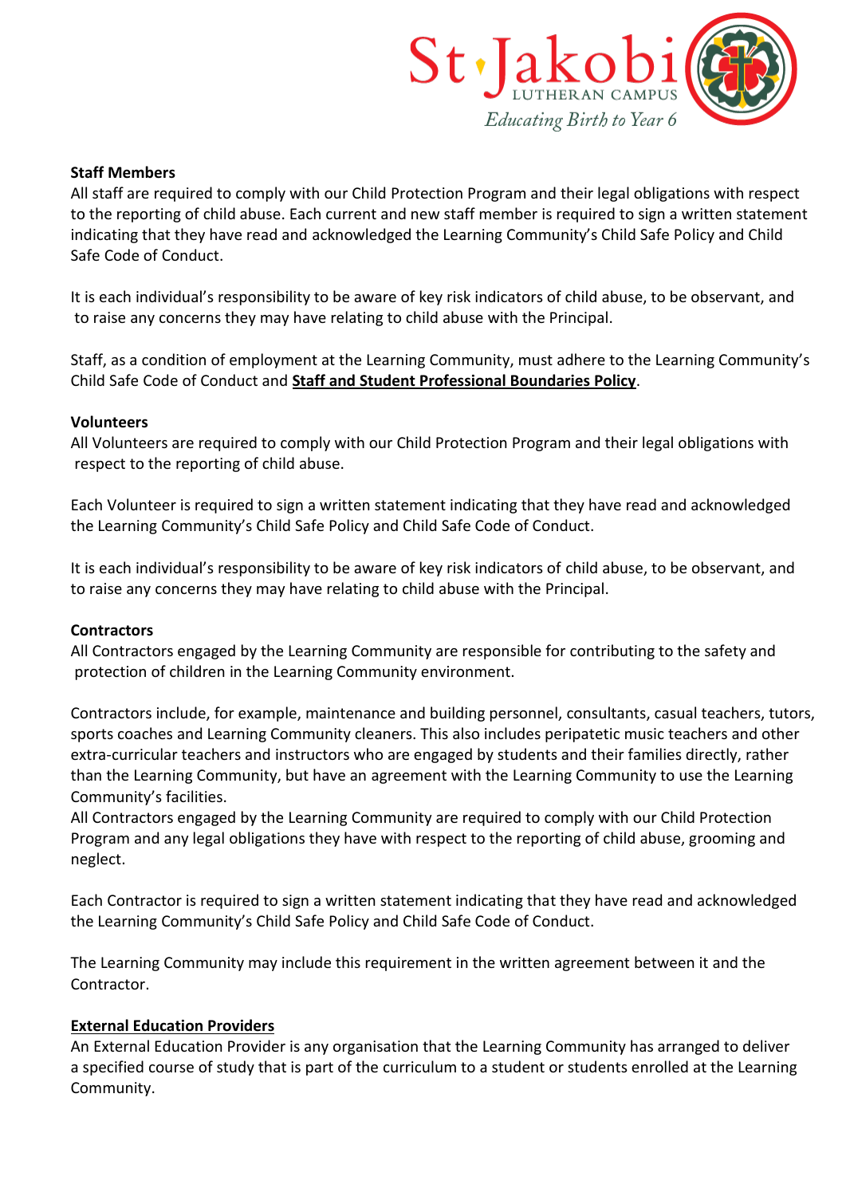**Staff Members**

All staff are required to comply with our Child Protection Program and their legal obligations with respect to the reporting of child abuse. Each current and new staff member is required to sign a written statement indicating that they have read and acknowledged the Learning Community's Child Safe Policy and Child Safe Code of Conduct.

It is each individual's responsibility to be aware of key risk indicators of child abuse, to be observant, and to raise any concerns they may have relating to child abuse with the Principal.

Staff, as a condition of employment at the Learning Community, must adhere to the Learning Community's Child Safe Code of Conduct and **Staff and Student Professional Boundaries Policy**.

**Volunteers**

All Volunteers are required to comply with our Child Protection Program and their legal obligations with respect to the reporting of child abuse.

Each Volunteer is required to sign a written statement indicating that they have read and acknowledged the Learning Community's Child Safe Policy and Child Safe Code of Conduct.

It is each individual's responsibility to be aware of key risk indicators of child abuse, to be observant, and to raise any concerns they may have relating to child abuse with the Principal.

**Contractors**

All Contractors engaged by the Learning Community are responsible for contributing to the safety and protection of children in the Learning Community environment.

Contractors include, for example, maintenance and building personnel, consultants, casual teachers, tutors, sports coaches and Learning Community cleaners. This also includes peripatetic music teachers and other extra-curricular teachers and instructors who are engaged by students and their families directly, rather than the Learning Community, but have an agreement with the Learning Community to use the Learning Community's facilities.

All Contractors engaged by the Learning Community are required to comply with our Child Protection Program and any legal obligations they have with respect to the reporting of child abuse, grooming and neglect.

Each Contractor is required to sign a written statement indicating that they have read and acknowledged the Learning Community's Child Safe Policy and Child Safe Code of Conduct.

The Learning Community may include this requirement in the written agreement between it and the Contractor.

**External Education Providers**

An External Education Provider is any organisation that the Learning Community has arranged to deliver a specified course of study that is part of the curriculum to a student or students enrolled at the Learning Community.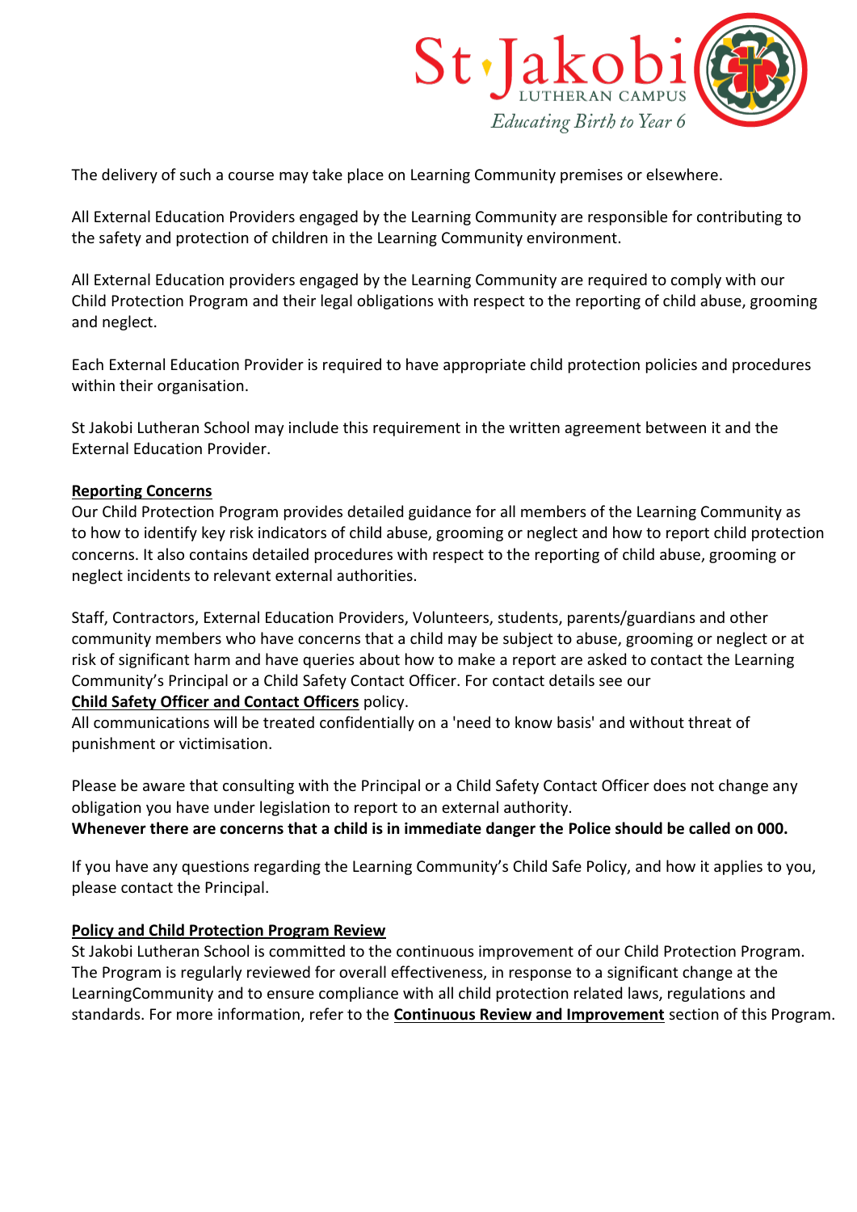The delivery of such a course may take place on Learning Community premises or elsewhere.

All External Education Providers engaged by the Learning Community are responsible for contributing to the safety and protection of children in the Learning Community environment.

All External Education providers engaged by the Learning Community are required to comply with our Child Protection Program and their legal obligations with respect to the reporting of child abuse, grooming and neglect.

Each External Education Provider is required to have appropriate child protection policies and procedures within their organisation.

St Jakobi Lutheran School may include this requirement in the written agreement between it and the External Education Provider.

**Reporting Concerns**

Our Child Protection Program provides detailed guidance for all members of the Learning Community as to how to identify key risk indicators of child abuse, grooming or neglect and how to report child protection concerns. It also contains detailed procedures with respect to the reporting of child abuse, grooming or neglect incidents to relevant external authorities.

Staff, Contractors, External Education Providers, Volunteers, students, parents/guardians and other community members who have concerns that a child may be subject to abuse, grooming or neglect or at risk of significant harm and have queries about how to make a report are asked to contact the Learning Community's Principal or a Child Safety Contact Officer. For contact details see our **Child Safety Officer and Contact Officers** policy.

All communications will be treated confidentially on a 'need to know basis' and without threat of punishment or victimisation.

Please be aware that consulting with the Principal or a Child Safety Contact Officer does not change any obligation you have under legislation to report to an external authority.

**Whenever there are concerns that a child is in immediate danger the Police should be called on 000.**

If you have any questions regarding the Learning Community's Child Safe Policy, and how it applies to you, please contact the Principal.

**Policy and Child Protection Program Review**

St Jakobi Lutheran School is committed to the continuous improvement of our Child Protection Program. The Program is regularly reviewed for overall effectiveness, in response to a significant change at the LearningCommunity and to ensure compliance with all child protection related laws, regulations and standards. For more information, refer to the **Continuous Review and Improvement** section of this Program.